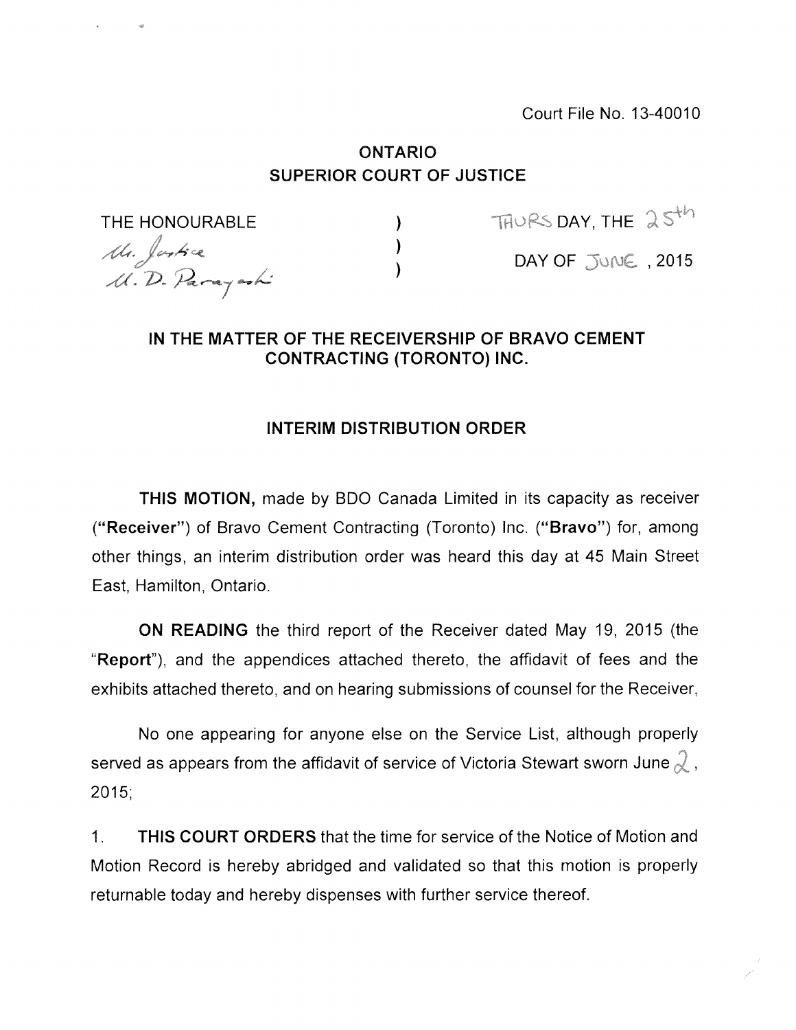Court File No. 13-40010

**ONTARIO**
**SUPERIOR COURT OF JUSTICE**

| THE HONOURABLE | ) | THURS DAY, THE 25th |
|---|---|---|
| Mr. Justice | ) | DAY OF JUNE, 2015 |
| M. D. Parayeski | ) | |

**IN THE MATTER OF THE RECEIVERSHIP OF BRAVO CEMENT CONTRACTING (TORONTO) INC.**

**INTERIM DISTRIBUTION ORDER**

**THIS MOTION,** made by BDO Canada Limited in its capacity as receiver (**"Receiver"**) of Bravo Cement Contracting (Toronto) Inc. (**"Bravo"**) for, among other things, an interim distribution order was heard this day at 45 Main Street East, Hamilton, Ontario.

**ON READING** the third report of the Receiver dated May 19, 2015 (the "**Report**"), and the appendices attached thereto, the affidavit of fees and the exhibits attached thereto, and on hearing submissions of counsel for the Receiver,

No one appearing for anyone else on the Service List, although properly served as appears from the affidavit of service of Victoria Stewart sworn June 2, 2015;

1. **THIS COURT ORDERS** that the time for service of the Notice of Motion and Motion Record is hereby abridged and validated so that this motion is properly returnable today and hereby dispenses with further service thereof.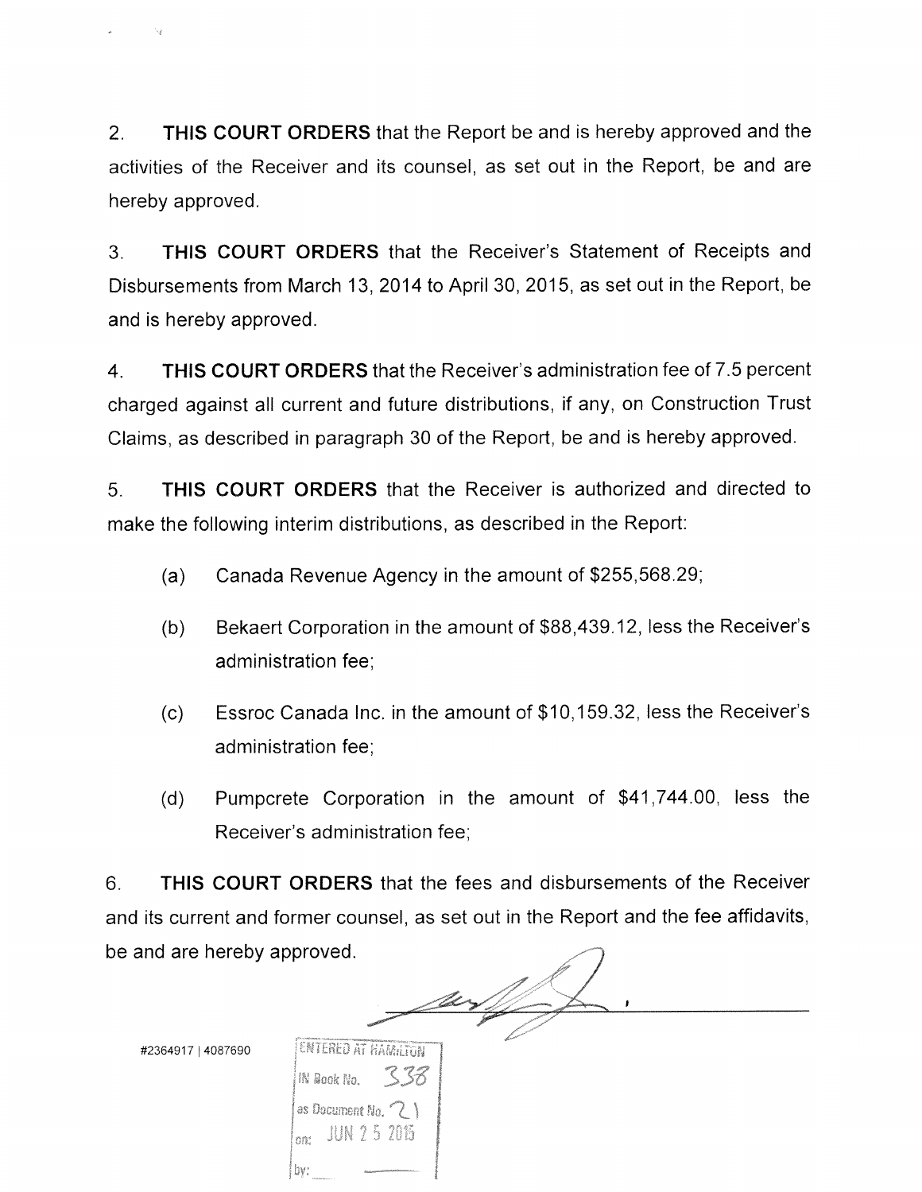2. **THIS COURT ORDERS** that the Report be and is hereby approved and the activities of the Receiver and its counsel, as set out in the Report, be and are hereby approved.

3. **THIS COURT ORDERS** that the Receiver's Statement of Receipts and Disbursements from March 13, 2014 to April 30, 2015, as set out in the Report, be and is hereby approved.

4. **THIS COURT ORDERS** that the Receiver's administration fee of 7.5 percent charged against all current and future distributions, if any, on Construction Trust Claims, as described in paragraph 30 of the Report, be and is hereby approved.

5. **THIS COURT ORDERS** that the Receiver is authorized and directed to make the following interim distributions, as described in the Report:

   (a) Canada Revenue Agency in the amount of $255,568.29;

   (b) Bekaert Corporation in the amount of $88,439.12, less the Receiver's administration fee;

   (c) Essroc Canada Inc. in the amount of $10,159.32, less the Receiver's administration fee;

   (d) Pumpcrete Corporation in the amount of $41,744.00, less the Receiver's administration fee;

6. **THIS COURT ORDERS** that the fees and disbursements of the Receiver and its current and former counsel, as set out in the Report and the fee affidavits, be and are hereby approved.

#2364917 | 4087690

ENTERED AT HAMILTON
IN Book No. 338
as Document No. 21
on: JUN 25 2015
by: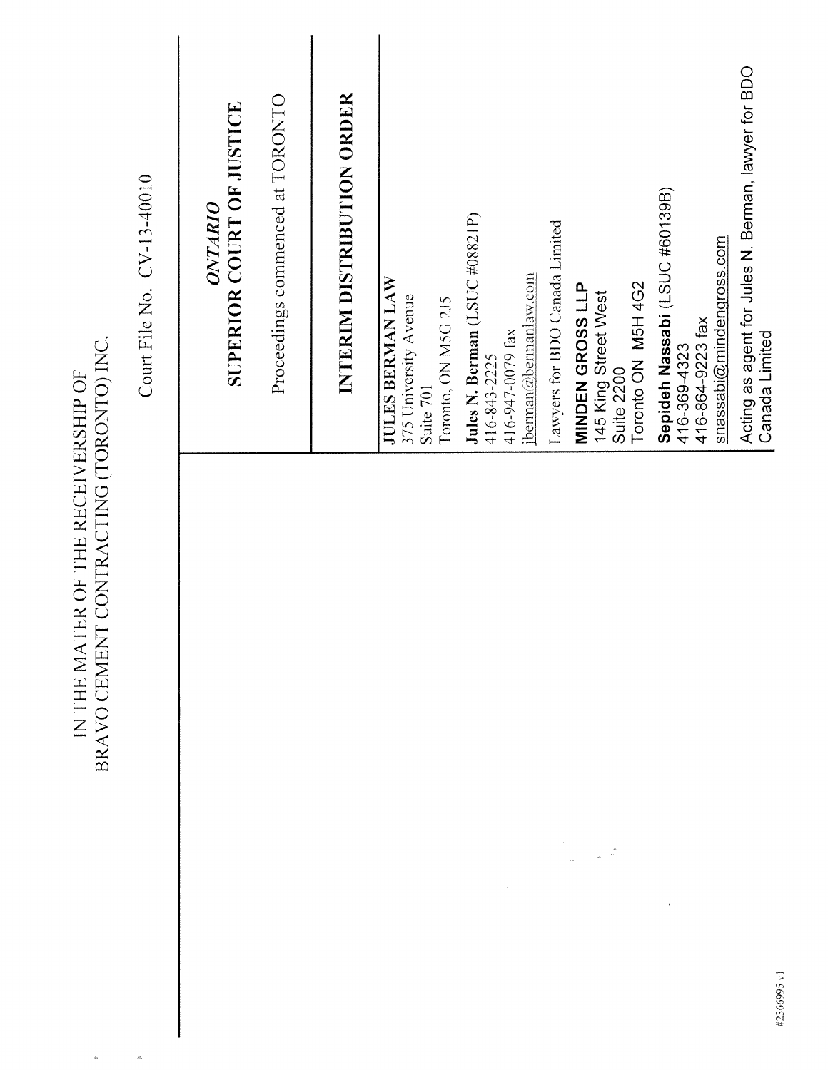IN THE MATER OF THE RECEIVERSHIP OF
BRAVO CEMENT CONTRACTING (TORONTO) INC.

Court File No. CV-13-40010

*ONTARIO*
**SUPERIOR COURT OF JUSTICE**

Proceedings commenced at TORONTO

**INTERIM DISTRIBUTION ORDER**

**JULES BERMAN LAW**
375 University Avenue
Suite 701
Toronto, ON M5G 2J5

**Jules N. Berman** (LSUC #08821P)
416-843-2225
416-947-0079 fax
jberman@bermanlaw.com

Lawyers for BDO Canada Limited

**MINDEN GROSS LLP**
145 King Street West
Suite 2200
Toronto ON M5H 4G2

**Sepideh Nassabi** (LSUC #60139B)
416-369-4323
416-864-9223 fax
snassabi@mindengross.com

Acting as agent for Jules N. Berman, lawyer for BDO Canada Limited

#2366995 v1